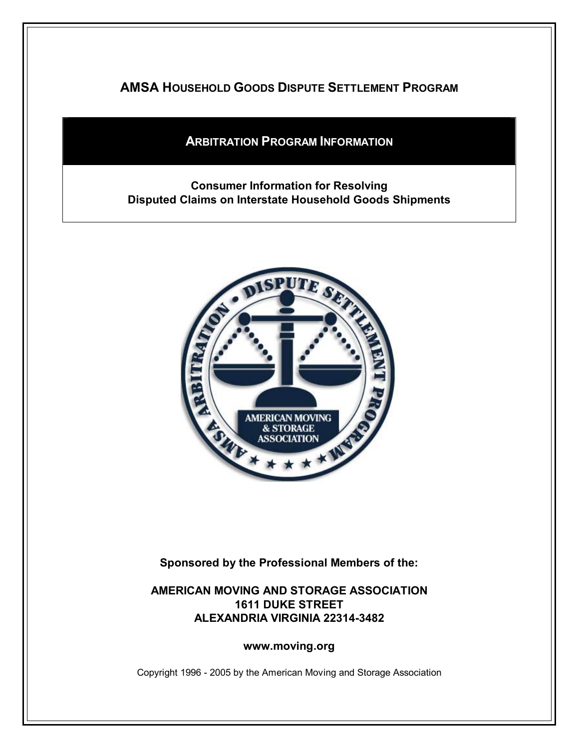# AMSA Household Goods Dispute Settlement Program

## Arbitration Program Information

**Consumer Information for Resolving Disputed Claims on Interstate Household Goods Shipments**

**Sponsored by the Professional Members of the:**

**AMERICAN MOVING AND STORAGE ASSOCIATION**
**1611 DUKE STREET**
**ALEXANDRIA VIRGINIA 22314-3482**

**www.moving.org**

Copyright 1996 - 2005 by the American Moving and Storage Association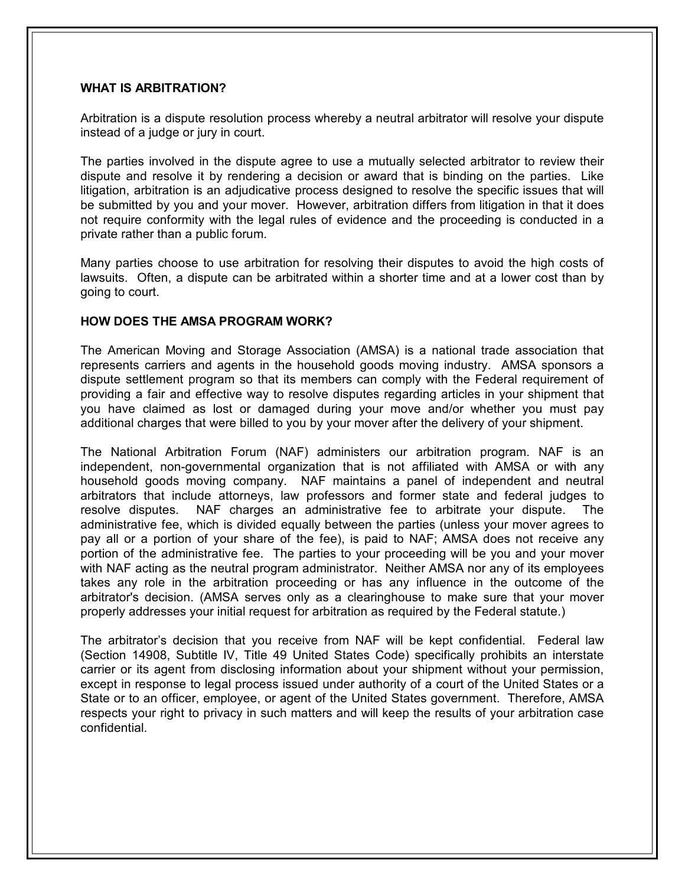## WHAT IS ARBITRATION?

Arbitration is a dispute resolution process whereby a neutral arbitrator will resolve your dispute instead of a judge or jury in court.

The parties involved in the dispute agree to use a mutually selected arbitrator to review their dispute and resolve it by rendering a decision or award that is binding on the parties. Like litigation, arbitration is an adjudicative process designed to resolve the specific issues that will be submitted by you and your mover. However, arbitration differs from litigation in that it does not require conformity with the legal rules of evidence and the proceeding is conducted in a private rather than a public forum.

Many parties choose to use arbitration for resolving their disputes to avoid the high costs of lawsuits. Often, a dispute can be arbitrated within a shorter time and at a lower cost than by going to court.

## HOW DOES THE AMSA PROGRAM WORK?

The American Moving and Storage Association (AMSA) is a national trade association that represents carriers and agents in the household goods moving industry. AMSA sponsors a dispute settlement program so that its members can comply with the Federal requirement of providing a fair and effective way to resolve disputes regarding articles in your shipment that you have claimed as lost or damaged during your move and/or whether you must pay additional charges that were billed to you by your mover after the delivery of your shipment.

The National Arbitration Forum (NAF) administers our arbitration program. NAF is an independent, non-governmental organization that is not affiliated with AMSA or with any household goods moving company. NAF maintains a panel of independent and neutral arbitrators that include attorneys, law professors and former state and federal judges to resolve disputes. NAF charges an administrative fee to arbitrate your dispute. The administrative fee, which is divided equally between the parties (unless your mover agrees to pay all or a portion of your share of the fee), is paid to NAF; AMSA does not receive any portion of the administrative fee. The parties to your proceeding will be you and your mover with NAF acting as the neutral program administrator. Neither AMSA nor any of its employees takes any role in the arbitration proceeding or has any influence in the outcome of the arbitrator's decision. (AMSA serves only as a clearinghouse to make sure that your mover properly addresses your initial request for arbitration as required by the Federal statute.)

The arbitrator's decision that you receive from NAF will be kept confidential. Federal law (Section 14908, Subtitle IV, Title 49 United States Code) specifically prohibits an interstate carrier or its agent from disclosing information about your shipment without your permission, except in response to legal process issued under authority of a court of the United States or a State or to an officer, employee, or agent of the United States government. Therefore, AMSA respects your right to privacy in such matters and will keep the results of your arbitration case confidential.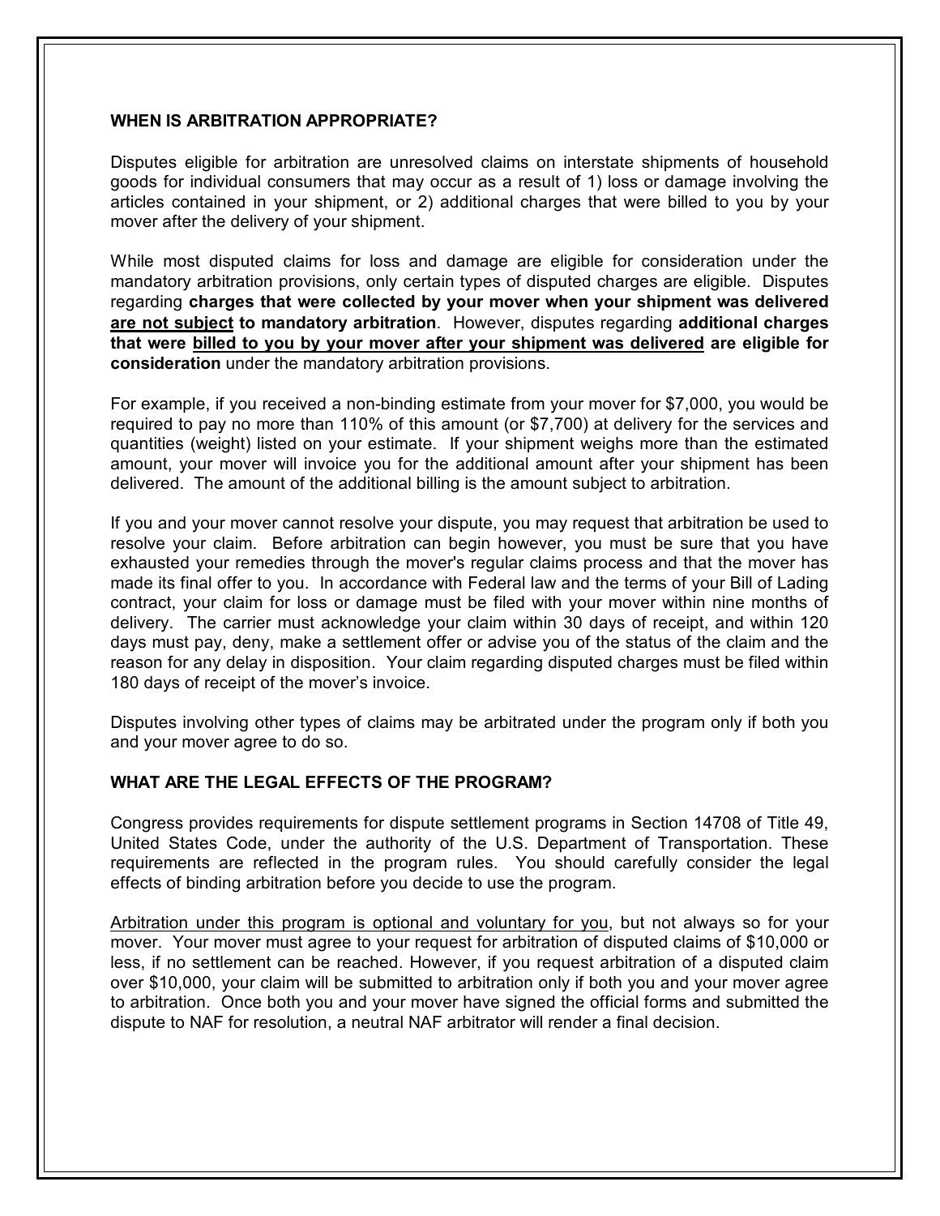## WHEN IS ARBITRATION APPROPRIATE?

Disputes eligible for arbitration are unresolved claims on interstate shipments of household goods for individual consumers that may occur as a result of 1) loss or damage involving the articles contained in your shipment, or 2) additional charges that were billed to you by your mover after the delivery of your shipment.

While most disputed claims for loss and damage are eligible for consideration under the mandatory arbitration provisions, only certain types of disputed charges are eligible. Disputes regarding **charges that were collected by your mover when your shipment was delivered <u>are not subject</u> to mandatory arbitration**. However, disputes regarding **additional charges that were <u>billed to you by your mover after your shipment was delivered</u> are eligible for consideration** under the mandatory arbitration provisions.

For example, if you received a non-binding estimate from your mover for $7,000, you would be required to pay no more than 110% of this amount (or $7,700) at delivery for the services and quantities (weight) listed on your estimate. If your shipment weighs more than the estimated amount, your mover will invoice you for the additional amount after your shipment has been delivered. The amount of the additional billing is the amount subject to arbitration.

If you and your mover cannot resolve your dispute, you may request that arbitration be used to resolve your claim. Before arbitration can begin however, you must be sure that you have exhausted your remedies through the mover's regular claims process and that the mover has made its final offer to you. In accordance with Federal law and the terms of your Bill of Lading contract, your claim for loss or damage must be filed with your mover within nine months of delivery. The carrier must acknowledge your claim within 30 days of receipt, and within 120 days must pay, deny, make a settlement offer or advise you of the status of the claim and the reason for any delay in disposition. Your claim regarding disputed charges must be filed within 180 days of receipt of the mover's invoice.

Disputes involving other types of claims may be arbitrated under the program only if both you and your mover agree to do so.

## WHAT ARE THE LEGAL EFFECTS OF THE PROGRAM?

Congress provides requirements for dispute settlement programs in Section 14708 of Title 49, United States Code, under the authority of the U.S. Department of Transportation. These requirements are reflected in the program rules. You should carefully consider the legal effects of binding arbitration before you decide to use the program.

<u>Arbitration under this program is optional and voluntary for you</u>, but not always so for your mover. Your mover must agree to your request for arbitration of disputed claims of $10,000 or less, if no settlement can be reached. However, if you request arbitration of a disputed claim over $10,000, your claim will be submitted to arbitration only if both you and your mover agree to arbitration. Once both you and your mover have signed the official forms and submitted the dispute to NAF for resolution, a neutral NAF arbitrator will render a final decision.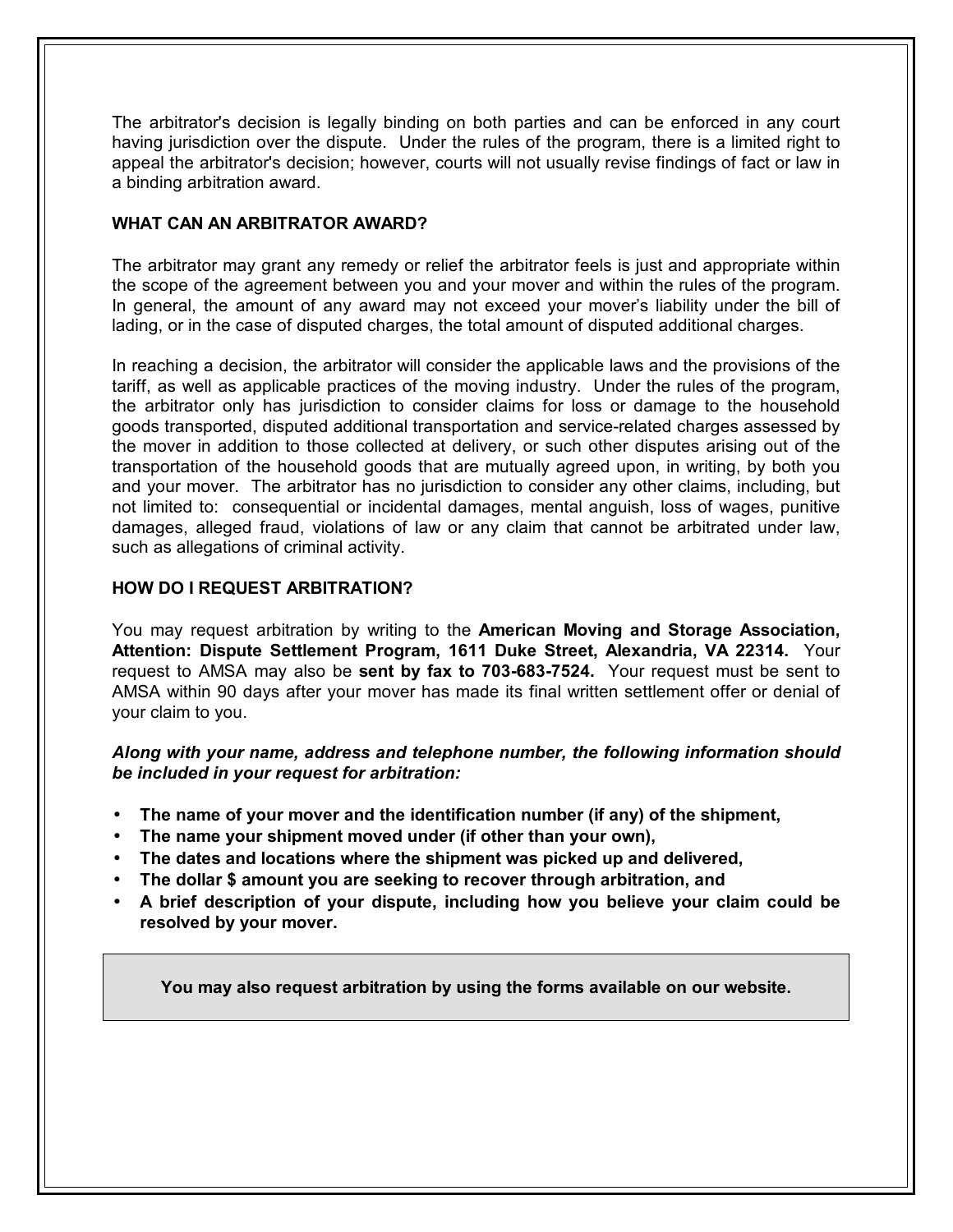The arbitrator's decision is legally binding on both parties and can be enforced in any court having jurisdiction over the dispute. Under the rules of the program, there is a limited right to appeal the arbitrator's decision; however, courts will not usually revise findings of fact or law in a binding arbitration award.

**WHAT CAN AN ARBITRATOR AWARD?**

The arbitrator may grant any remedy or relief the arbitrator feels is just and appropriate within the scope of the agreement between you and your mover and within the rules of the program. In general, the amount of any award may not exceed your mover's liability under the bill of lading, or in the case of disputed charges, the total amount of disputed additional charges.

In reaching a decision, the arbitrator will consider the applicable laws and the provisions of the tariff, as well as applicable practices of the moving industry. Under the rules of the program, the arbitrator only has jurisdiction to consider claims for loss or damage to the household goods transported, disputed additional transportation and service-related charges assessed by the mover in addition to those collected at delivery, or such other disputes arising out of the transportation of the household goods that are mutually agreed upon, in writing, by both you and your mover. The arbitrator has no jurisdiction to consider any other claims, including, but not limited to: consequential or incidental damages, mental anguish, loss of wages, punitive damages, alleged fraud, violations of law or any claim that cannot be arbitrated under law, such as allegations of criminal activity.

**HOW DO I REQUEST ARBITRATION?**

You may request arbitration by writing to the **American Moving and Storage Association, Attention: Dispute Settlement Program, 1611 Duke Street, Alexandria, VA 22314.** Your request to AMSA may also be **sent by fax to 703-683-7524.** Your request must be sent to AMSA within 90 days after your mover has made its final written settlement offer or denial of your claim to you.

***Along with your name, address and telephone number, the following information should be included in your request for arbitration:***

- **The name of your mover and the identification number (if any) of the shipment,**
- **The name your shipment moved under (if other than your own),**
- **The dates and locations where the shipment was picked up and delivered,**
- **The dollar $ amount you are seeking to recover through arbitration, and**
- **A brief description of your dispute, including how you believe your claim could be resolved by your mover.**

**You may also request arbitration by using the forms available on our website.**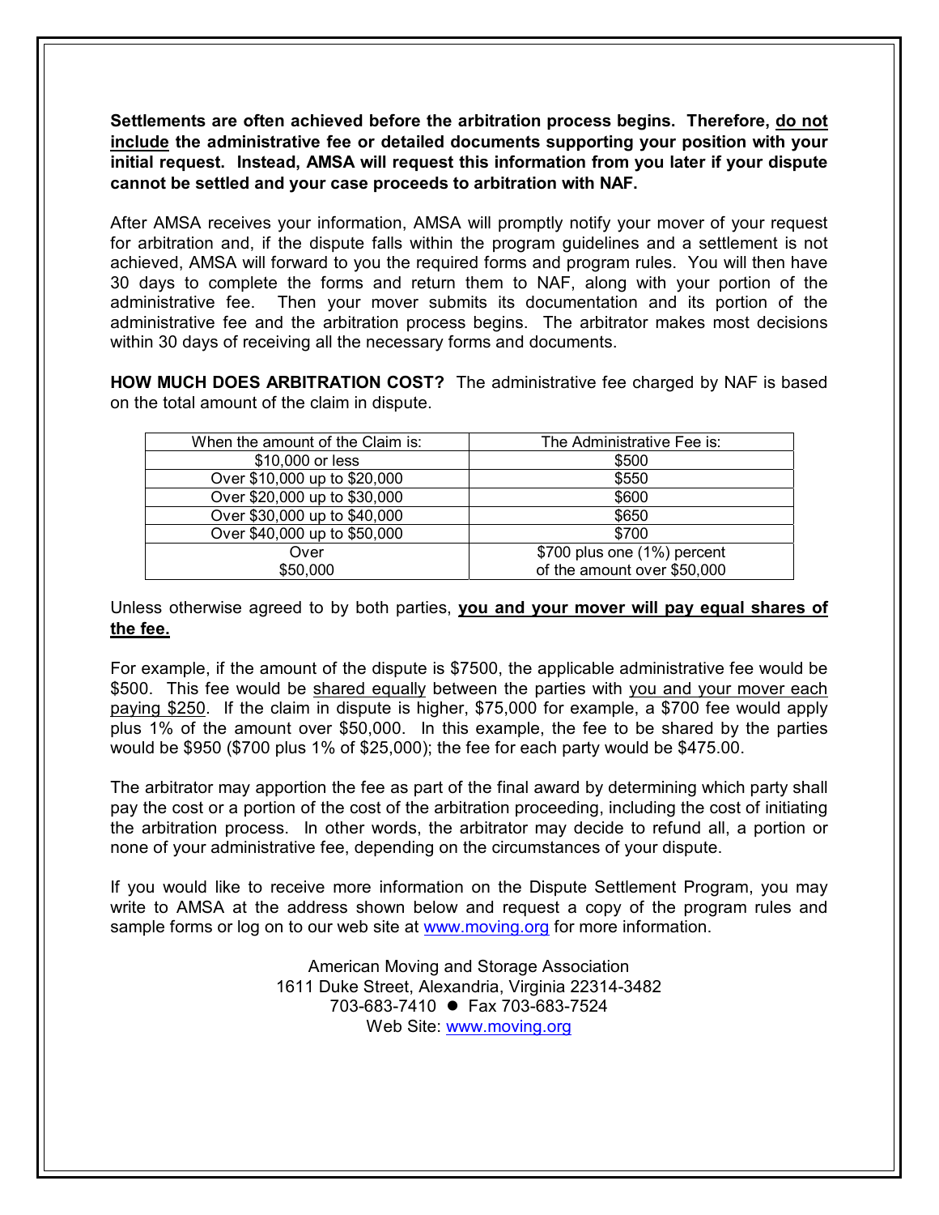**Settlements are often achieved before the arbitration process begins. Therefore, <u>do not include</u> the administrative fee or detailed documents supporting your position with your initial request. Instead, AMSA will request this information from you later if your dispute cannot be settled and your case proceeds to arbitration with NAF.**

After AMSA receives your information, AMSA will promptly notify your mover of your request for arbitration and, if the dispute falls within the program guidelines and a settlement is not achieved, AMSA will forward to you the required forms and program rules. You will then have 30 days to complete the forms and return them to NAF, along with your portion of the administrative fee. Then your mover submits its documentation and its portion of the administrative fee and the arbitration process begins. The arbitrator makes most decisions within 30 days of receiving all the necessary forms and documents.

**HOW MUCH DOES ARBITRATION COST?** The administrative fee charged by NAF is based on the total amount of the claim in dispute.

| When the amount of the Claim is: | The Administrative Fee is: |
| --- | --- |
| $10,000 or less | $500 |
| Over $10,000 up to $20,000 | $550 |
| Over $20,000 up to $30,000 | $600 |
| Over $30,000 up to $40,000 | $650 |
| Over $40,000 up to $50,000 | $700 |
| Over $50,000 | $700 plus one (1%) percent of the amount over $50,000 |

Unless otherwise agreed to by both parties, **<u>you and your mover will pay equal shares of the fee.</u>**

For example, if the amount of the dispute is $7500, the applicable administrative fee would be $500. This fee would be <u>shared equally</u> between the parties with <u>you and your mover each paying $250</u>. If the claim in dispute is higher, $75,000 for example, a $700 fee would apply plus 1% of the amount over $50,000. In this example, the fee to be shared by the parties would be $950 ($700 plus 1% of $25,000); the fee for each party would be $475.00.

The arbitrator may apportion the fee as part of the final award by determining which party shall pay the cost or a portion of the cost of the arbitration proceeding, including the cost of initiating the arbitration process. In other words, the arbitrator may decide to refund all, a portion or none of your administrative fee, depending on the circumstances of your dispute.

If you would like to receive more information on the Dispute Settlement Program, you may write to AMSA at the address shown below and request a copy of the program rules and sample forms or log on to our web site at www.moving.org for more information.

American Moving and Storage Association
1611 Duke Street, Alexandria, Virginia 22314-3482
703-683-7410 ● Fax 703-683-7524
Web Site: www.moving.org